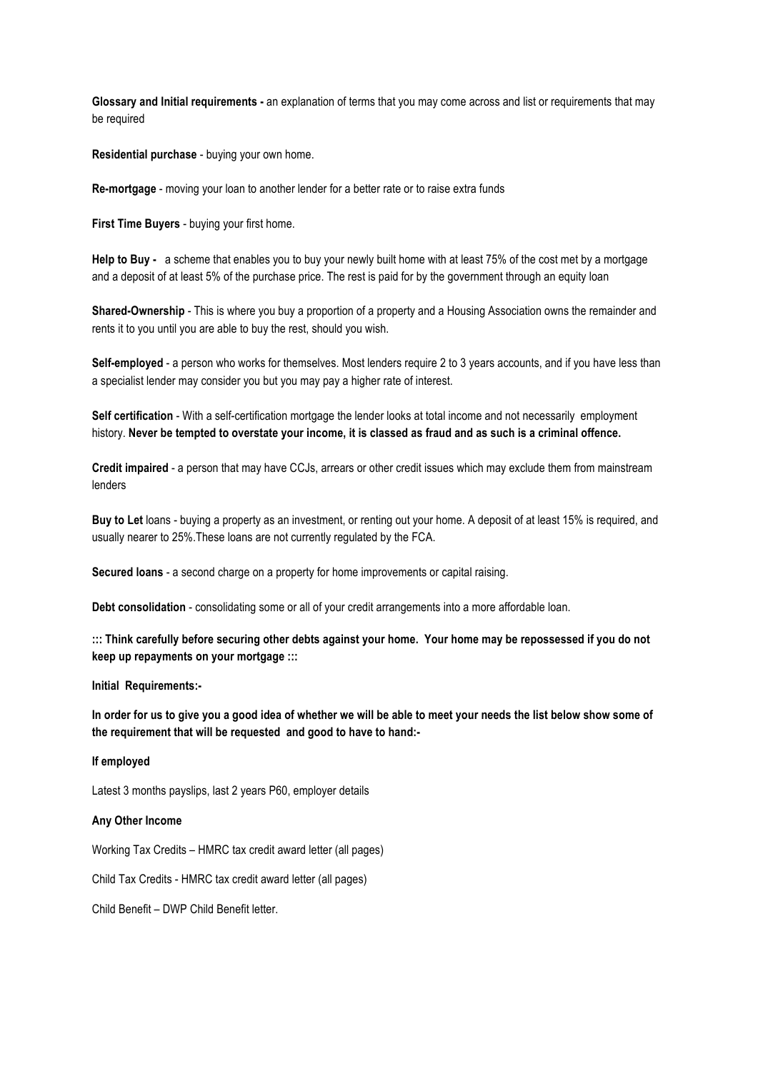**Glossary and Initial requirements -** an explanation of terms that you may come across and list or requirements that may be required

**Residential purchase** - buying your own home.

**Re-mortgage** - moving your loan to another lender for a better rate or to raise extra funds

**First Time Buyers** - buying your first home.

**Help to Buy -** a scheme that enables you to buy your newly built home with at least 75% of the cost met by a mortgage and a deposit of at least 5% of the purchase price. The rest is paid for by the government through an equity loan

**Shared-Ownership** - This is where you buy a proportion of a property and a Housing Association owns the remainder and rents it to you until you are able to buy the rest, should you wish.

**Self-employed** - a person who works for themselves. Most lenders require 2 to 3 years accounts, and if you have less than a specialist lender may consider you but you may pay a higher rate of interest.

**Self certification** - With a self-certification mortgage the lender looks at total income and not necessarily employment history. **Never be tempted to overstate your income, it is classed as fraud and as such is a criminal offence.**

**Credit impaired** - a person that may have CCJs, arrears or other credit issues which may exclude them from mainstream lenders

**Buy to Let** loans - buying a property as an investment, or renting out your home. A deposit of at least 15% is required, and usually nearer to 25%.These loans are not currently regulated by the FCA.

**Secured loans** - a second charge on a property for home improvements or capital raising.

**Debt consolidation** - consolidating some or all of your credit arrangements into a more affordable loan.

**::: Think carefully before securing other debts against your home. Your home may be repossessed if you do not keep up repayments on your mortgage :::**

**Initial Requirements:-**

**In order for us to give you a good idea of whether we will be able to meet your needs the list below show some of the requirement that will be requested and good to have to hand:-**

**If employed**

Latest 3 months payslips, last 2 years P60, employer details

**Any Other Income**

Working Tax Credits – HMRC tax credit award letter (all pages)

Child Tax Credits - HMRC tax credit award letter (all pages)

Child Benefit – DWP Child Benefit letter.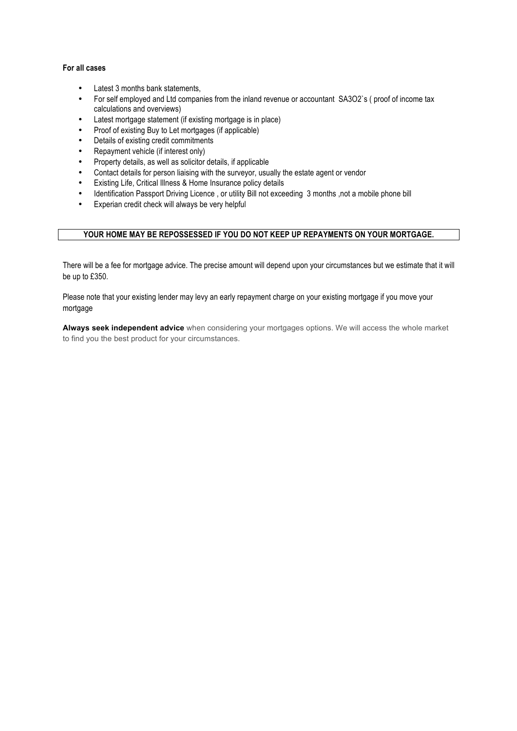**For all cases**

- Latest 3 months bank statements,
- For self employed and Ltd companies from the inland revenue or accountant SA3O2`s ( proof of income tax calculations and overviews)
- Latest mortgage statement (if existing mortgage is in place)
- Proof of existing Buy to Let mortgages (if applicable)
- Details of existing credit commitments
- Repayment vehicle (if interest only)
- Property details, as well as solicitor details, if applicable
- Contact details for person liaising with the surveyor, usually the estate agent or vendor
- Existing Life, Critical Illness & Home Insurance policy details
- Identification Passport Driving Licence , or utility Bill not exceeding 3 months ,not a mobile phone bill
- Experian credit check will always be very helpful

**YOUR HOME MAY BE REPOSSESSED IF YOU DO NOT KEEP UP REPAYMENTS ON YOUR MORTGAGE.**

There will be a fee for mortgage advice. The precise amount will depend upon your circumstances but we estimate that it will be up to £350.

Please note that your existing lender may levy an early repayment charge on your existing mortgage if you move your mortgage

**Always seek independent advice** when considering your mortgages options. We will access the whole market to find you the best product for your circumstances.